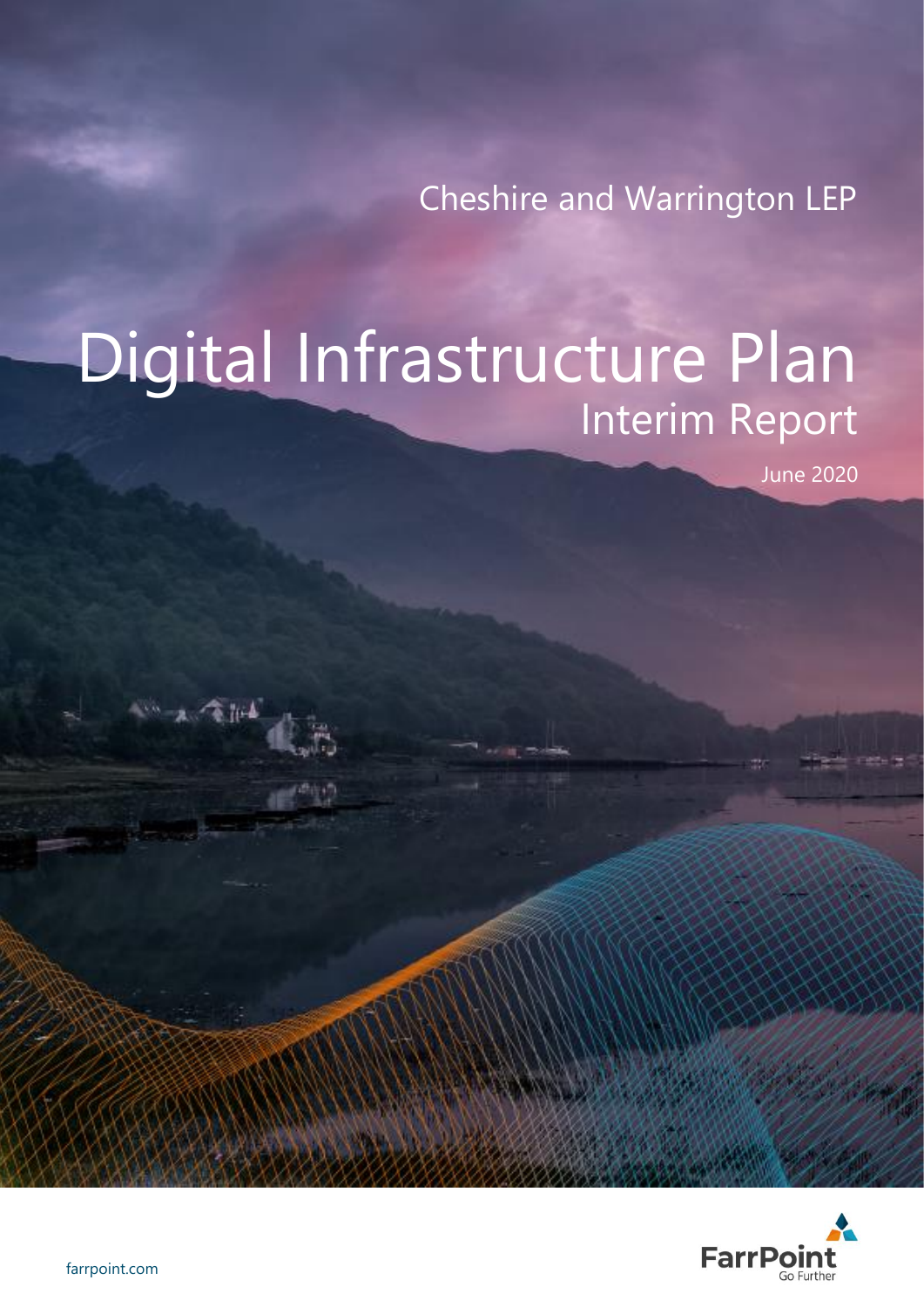Cheshire and Warrington LEP

# Digital Infrastructure Plan

## Interim Report

June 2020

farrpoint.com

FarrPoint
Go Further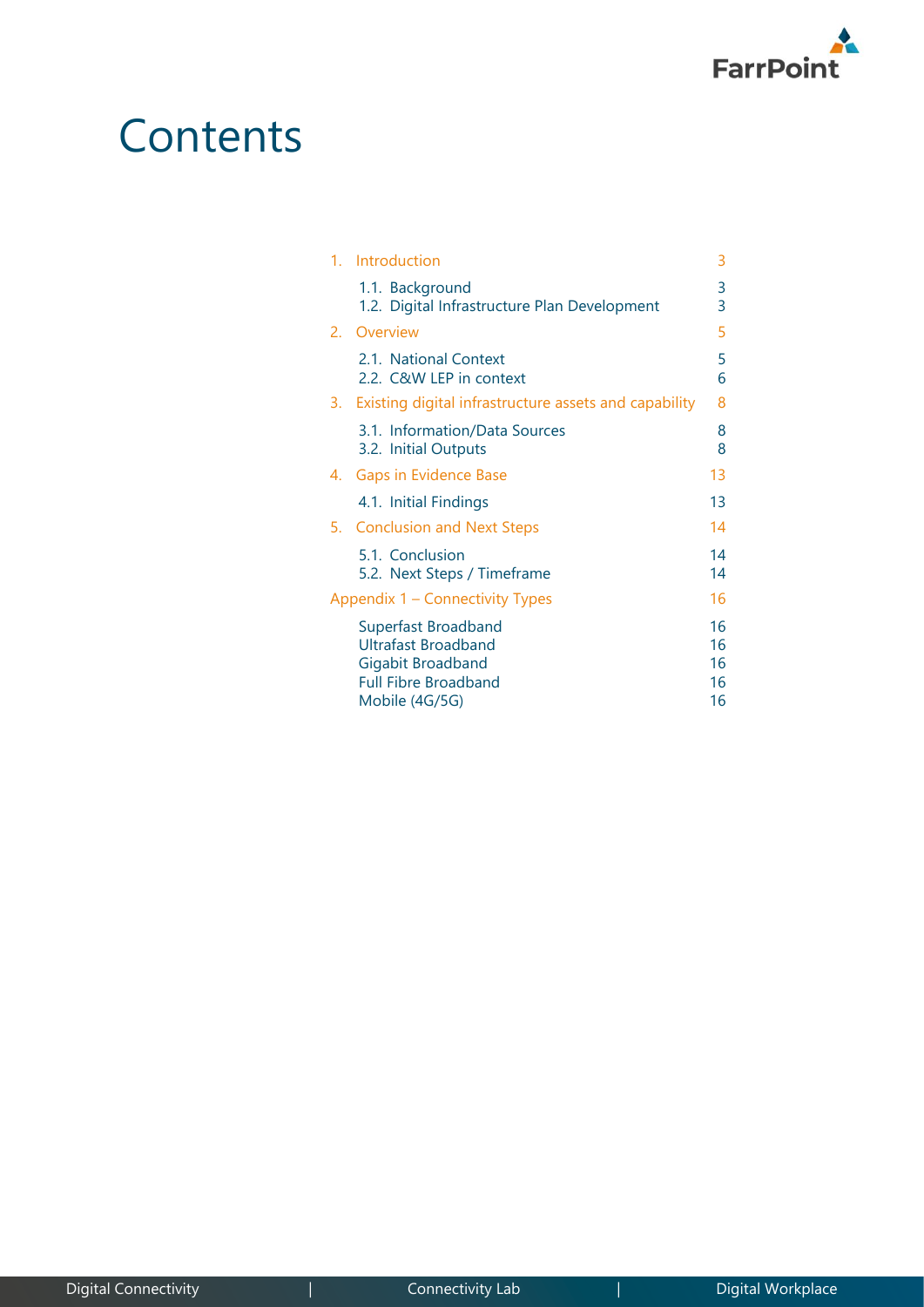# Contents

1. Introduction 3
   - 1.1. Background 3
   - 1.2. Digital Infrastructure Plan Development 3
2. Overview 5
   - 2.1. National Context 5
   - 2.2. C&W LEP in context 6
3. Existing digital infrastructure assets and capability 8
   - 3.1. Information/Data Sources 8
   - 3.2. Initial Outputs 8
4. Gaps in Evidence Base 13
   - 4.1. Initial Findings 13
5. Conclusion and Next Steps 14
   - 5.1. Conclusion 14
   - 5.2. Next Steps / Timeframe 14

Appendix 1 – Connectivity Types 16

- Superfast Broadband 16
- Ultrafast Broadband 16
- Gigabit Broadband 16
- Full Fibre Broadband 16
- Mobile (4G/5G) 16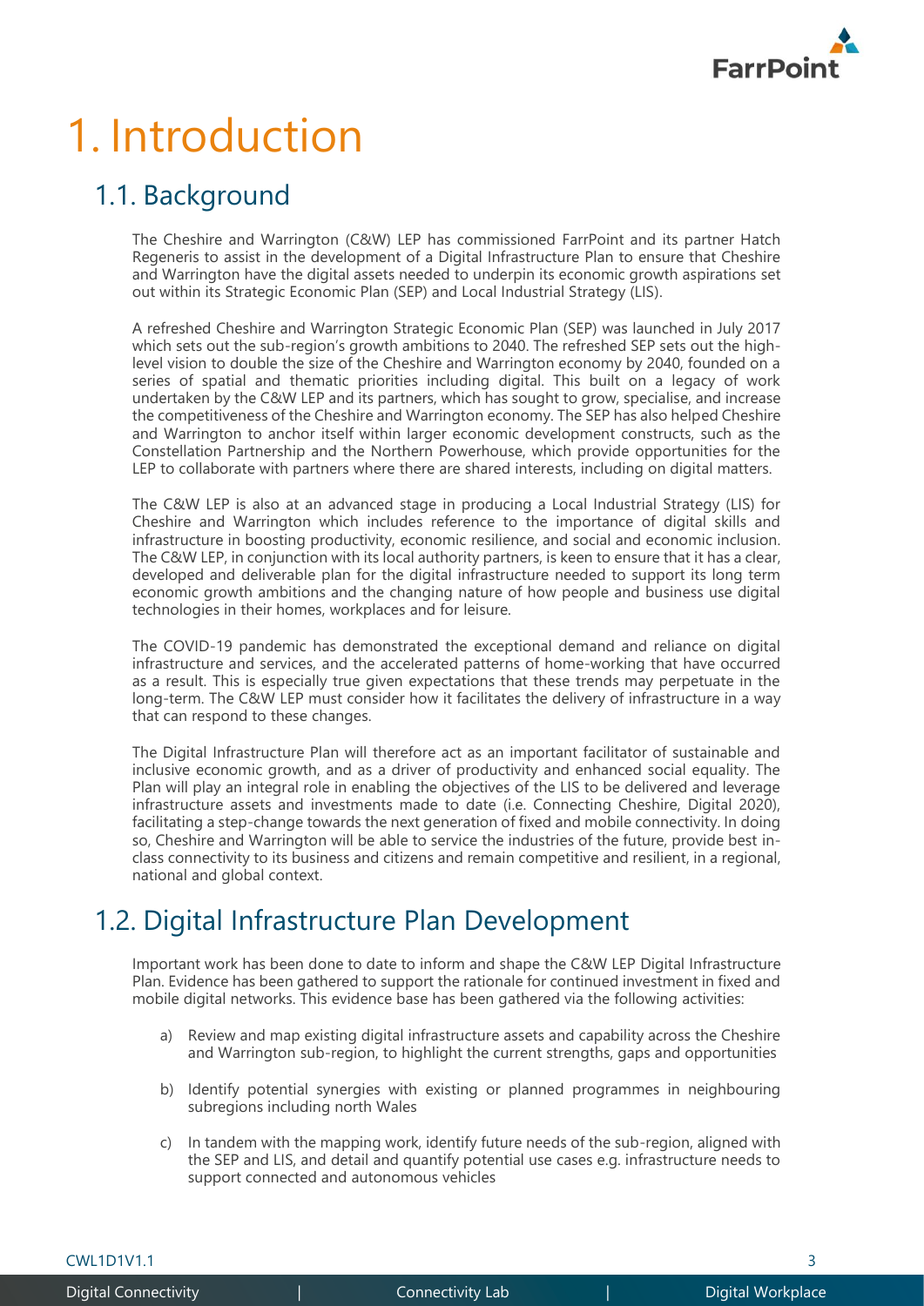# 1. Introduction

## 1.1. Background

The Cheshire and Warrington (C&W) LEP has commissioned FarrPoint and its partner Hatch Regeneris to assist in the development of a Digital Infrastructure Plan to ensure that Cheshire and Warrington have the digital assets needed to underpin its economic growth aspirations set out within its Strategic Economic Plan (SEP) and Local Industrial Strategy (LIS).

A refreshed Cheshire and Warrington Strategic Economic Plan (SEP) was launched in July 2017 which sets out the sub-region's growth ambitions to 2040. The refreshed SEP sets out the high-level vision to double the size of the Cheshire and Warrington economy by 2040, founded on a series of spatial and thematic priorities including digital. This built on a legacy of work undertaken by the C&W LEP and its partners, which has sought to grow, specialise, and increase the competitiveness of the Cheshire and Warrington economy. The SEP has also helped Cheshire and Warrington to anchor itself within larger economic development constructs, such as the Constellation Partnership and the Northern Powerhouse, which provide opportunities for the LEP to collaborate with partners where there are shared interests, including on digital matters.

The C&W LEP is also at an advanced stage in producing a Local Industrial Strategy (LIS) for Cheshire and Warrington which includes reference to the importance of digital skills and infrastructure in boosting productivity, economic resilience, and social and economic inclusion. The C&W LEP, in conjunction with its local authority partners, is keen to ensure that it has a clear, developed and deliverable plan for the digital infrastructure needed to support its long term economic growth ambitions and the changing nature of how people and business use digital technologies in their homes, workplaces and for leisure.

The COVID-19 pandemic has demonstrated the exceptional demand and reliance on digital infrastructure and services, and the accelerated patterns of home-working that have occurred as a result. This is especially true given expectations that these trends may perpetuate in the long-term. The C&W LEP must consider how it facilitates the delivery of infrastructure in a way that can respond to these changes.

The Digital Infrastructure Plan will therefore act as an important facilitator of sustainable and inclusive economic growth, and as a driver of productivity and enhanced social equality. The Plan will play an integral role in enabling the objectives of the LIS to be delivered and leverage infrastructure assets and investments made to date (i.e. Connecting Cheshire, Digital 2020), facilitating a step-change towards the next generation of fixed and mobile connectivity. In doing so, Cheshire and Warrington will be able to service the industries of the future, provide best in-class connectivity to its business and citizens and remain competitive and resilient, in a regional, national and global context.

## 1.2. Digital Infrastructure Plan Development

Important work has been done to date to inform and shape the C&W LEP Digital Infrastructure Plan. Evidence has been gathered to support the rationale for continued investment in fixed and mobile digital networks. This evidence base has been gathered via the following activities:

a) Review and map existing digital infrastructure assets and capability across the Cheshire and Warrington sub-region, to highlight the current strengths, gaps and opportunities

b) Identify potential synergies with existing or planned programmes in neighbouring subregions including north Wales

c) In tandem with the mapping work, identify future needs of the sub-region, aligned with the SEP and LIS, and detail and quantify potential use cases e.g. infrastructure needs to support connected and autonomous vehicles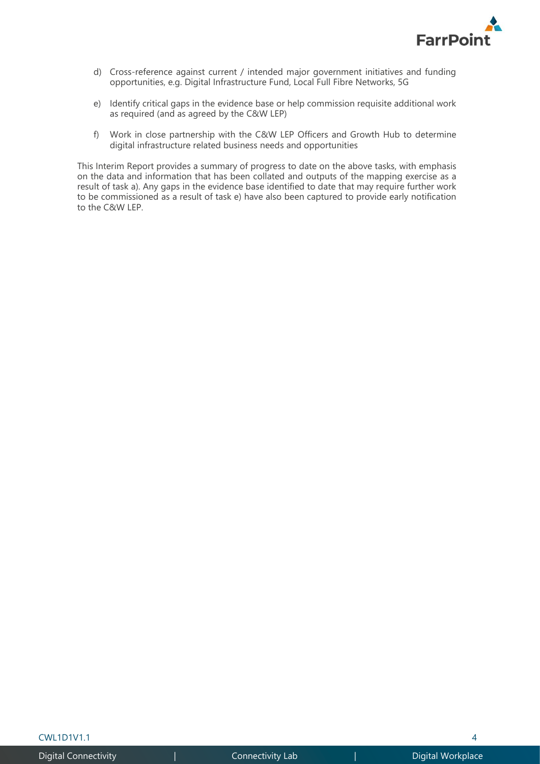d) Cross-reference against current / intended major government initiatives and funding opportunities, e.g. Digital Infrastructure Fund, Local Full Fibre Networks, 5G

e) Identify critical gaps in the evidence base or help commission requisite additional work as required (and as agreed by the C&W LEP)

f) Work in close partnership with the C&W LEP Officers and Growth Hub to determine digital infrastructure related business needs and opportunities

This Interim Report provides a summary of progress to date on the above tasks, with emphasis on the data and information that has been collated and outputs of the mapping exercise as a result of task a). Any gaps in the evidence base identified to date that may require further work to be commissioned as a result of task e) have also been captured to provide early notification to the C&W LEP.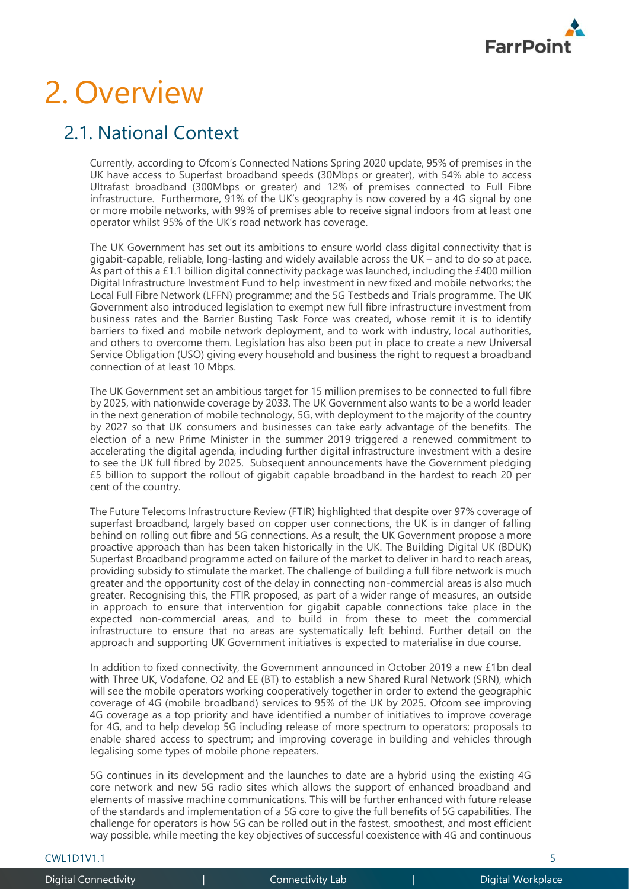# 2. Overview

## 2.1. National Context

Currently, according to Ofcom's Connected Nations Spring 2020 update, 95% of premises in the UK have access to Superfast broadband speeds (30Mbps or greater), with 54% able to access Ultrafast broadband (300Mbps or greater) and 12% of premises connected to Full Fibre infrastructure. Furthermore, 91% of the UK's geography is now covered by a 4G signal by one or more mobile networks, with 99% of premises able to receive signal indoors from at least one operator whilst 95% of the UK's road network has coverage.

The UK Government has set out its ambitions to ensure world class digital connectivity that is gigabit-capable, reliable, long-lasting and widely available across the UK – and to do so at pace. As part of this a £1.1 billion digital connectivity package was launched, including the £400 million Digital Infrastructure Investment Fund to help investment in new fixed and mobile networks; the Local Full Fibre Network (LFFN) programme; and the 5G Testbeds and Trials programme. The UK Government also introduced legislation to exempt new full fibre infrastructure investment from business rates and the Barrier Busting Task Force was created, whose remit it is to identify barriers to fixed and mobile network deployment, and to work with industry, local authorities, and others to overcome them. Legislation has also been put in place to create a new Universal Service Obligation (USO) giving every household and business the right to request a broadband connection of at least 10 Mbps.

The UK Government set an ambitious target for 15 million premises to be connected to full fibre by 2025, with nationwide coverage by 2033. The UK Government also wants to be a world leader in the next generation of mobile technology, 5G, with deployment to the majority of the country by 2027 so that UK consumers and businesses can take early advantage of the benefits. The election of a new Prime Minister in the summer 2019 triggered a renewed commitment to accelerating the digital agenda, including further digital infrastructure investment with a desire to see the UK full fibred by 2025. Subsequent announcements have the Government pledging £5 billion to support the rollout of gigabit capable broadband in the hardest to reach 20 per cent of the country.

The Future Telecoms Infrastructure Review (FTIR) highlighted that despite over 97% coverage of superfast broadband, largely based on copper user connections, the UK is in danger of falling behind on rolling out fibre and 5G connections. As a result, the UK Government propose a more proactive approach than has been taken historically in the UK. The Building Digital UK (BDUK) Superfast Broadband programme acted on failure of the market to deliver in hard to reach areas, providing subsidy to stimulate the market. The challenge of building a full fibre network is much greater and the opportunity cost of the delay in connecting non-commercial areas is also much greater. Recognising this, the FTIR proposed, as part of a wider range of measures, an outside in approach to ensure that intervention for gigabit capable connections take place in the expected non-commercial areas, and to build in from these to meet the commercial infrastructure to ensure that no areas are systematically left behind. Further detail on the approach and supporting UK Government initiatives is expected to materialise in due course.

In addition to fixed connectivity, the Government announced in October 2019 a new £1bn deal with Three UK, Vodafone, O2 and EE (BT) to establish a new Shared Rural Network (SRN), which will see the mobile operators working cooperatively together in order to extend the geographic coverage of 4G (mobile broadband) services to 95% of the UK by 2025. Ofcom see improving 4G coverage as a top priority and have identified a number of initiatives to improve coverage for 4G, and to help develop 5G including release of more spectrum to operators; proposals to enable shared access to spectrum; and improving coverage in building and vehicles through legalising some types of mobile phone repeaters.

5G continues in its development and the launches to date are a hybrid using the existing 4G core network and new 5G radio sites which allows the support of enhanced broadband and elements of massive machine communications. This will be further enhanced with future release of the standards and implementation of a 5G core to give the full benefits of 5G capabilities. The challenge for operators is how 5G can be rolled out in the fastest, smoothest, and most efficient way possible, while meeting the key objectives of successful coexistence with 4G and continuous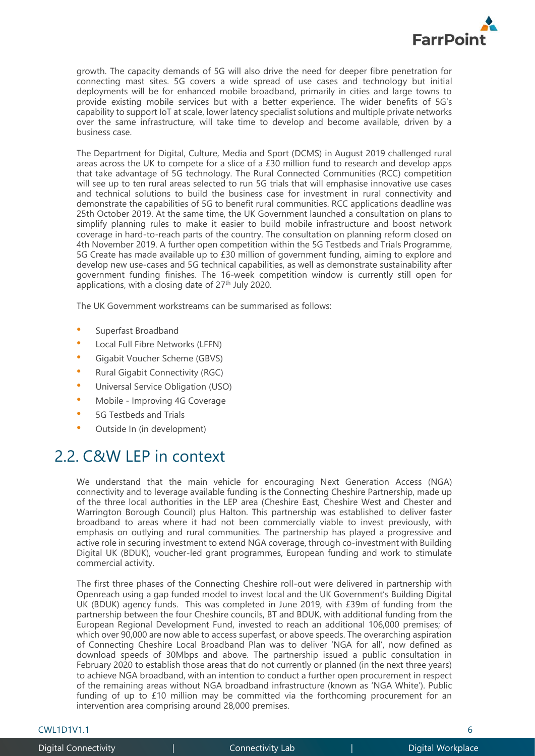growth. The capacity demands of 5G will also drive the need for deeper fibre penetration for connecting mast sites. 5G covers a wide spread of use cases and technology but initial deployments will be for enhanced mobile broadband, primarily in cities and large towns to provide existing mobile services but with a better experience. The wider benefits of 5G's capability to support IoT at scale, lower latency specialist solutions and multiple private networks over the same infrastructure, will take time to develop and become available, driven by a business case.

The Department for Digital, Culture, Media and Sport (DCMS) in August 2019 challenged rural areas across the UK to compete for a slice of a £30 million fund to research and develop apps that take advantage of 5G technology. The Rural Connected Communities (RCC) competition will see up to ten rural areas selected to run 5G trials that will emphasise innovative use cases and technical solutions to build the business case for investment in rural connectivity and demonstrate the capabilities of 5G to benefit rural communities. RCC applications deadline was 25th October 2019. At the same time, the UK Government launched a consultation on plans to simplify planning rules to make it easier to build mobile infrastructure and boost network coverage in hard-to-reach parts of the country. The consultation on planning reform closed on 4th November 2019. A further open competition within the 5G Testbeds and Trials Programme, 5G Create has made available up to £30 million of government funding, aiming to explore and develop new use-cases and 5G technical capabilities, as well as demonstrate sustainability after government funding finishes. The 16-week competition window is currently still open for applications, with a closing date of 27th July 2020.

The UK Government workstreams can be summarised as follows:

- Superfast Broadband
- Local Full Fibre Networks (LFFN)
- Gigabit Voucher Scheme (GBVS)
- Rural Gigabit Connectivity (RGC)
- Universal Service Obligation (USO)
- Mobile - Improving 4G Coverage
- 5G Testbeds and Trials
- Outside In (in development)

## 2.2. C&W LEP in context

We understand that the main vehicle for encouraging Next Generation Access (NGA) connectivity and to leverage available funding is the Connecting Cheshire Partnership, made up of the three local authorities in the LEP area (Cheshire East, Cheshire West and Chester and Warrington Borough Council) plus Halton. This partnership was established to deliver faster broadband to areas where it had not been commercially viable to invest previously, with emphasis on outlying and rural communities. The partnership has played a progressive and active role in securing investment to extend NGA coverage, through co-investment with Building Digital UK (BDUK), voucher-led grant programmes, European funding and work to stimulate commercial activity.

The first three phases of the Connecting Cheshire roll-out were delivered in partnership with Openreach using a gap funded model to invest local and the UK Government's Building Digital UK (BDUK) agency funds. This was completed in June 2019, with £39m of funding from the partnership between the four Cheshire councils, BT and BDUK, with additional funding from the European Regional Development Fund, invested to reach an additional 106,000 premises; of which over 90,000 are now able to access superfast, or above speeds. The overarching aspiration of Connecting Cheshire Local Broadband Plan was to deliver 'NGA for all', now defined as download speeds of 30Mbps and above. The partnership issued a public consultation in February 2020 to establish those areas that do not currently or planned (in the next three years) to achieve NGA broadband, with an intention to conduct a further open procurement in respect of the remaining areas without NGA broadband infrastructure (known as 'NGA White'). Public funding of up to £10 million may be committed via the forthcoming procurement for an intervention area comprising around 28,000 premises.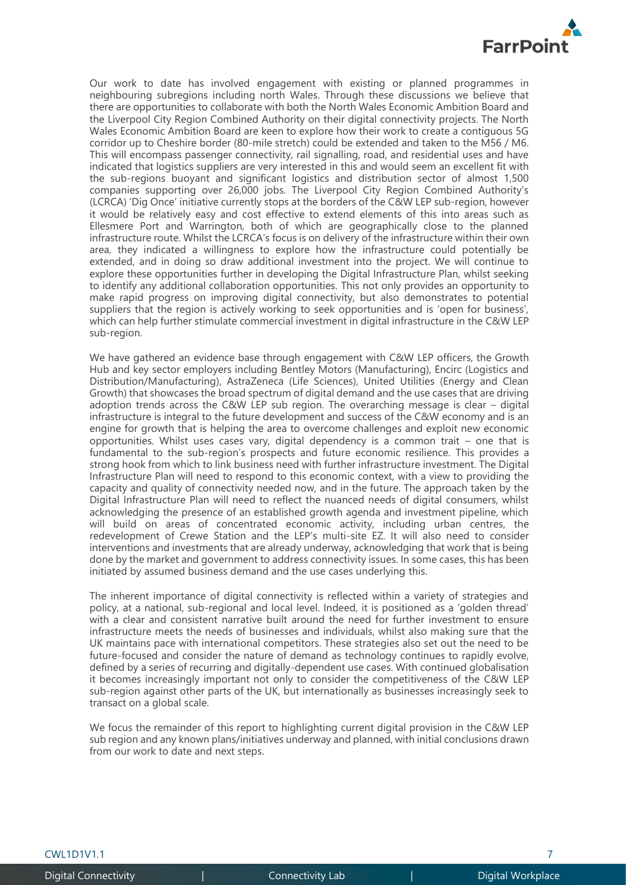Our work to date has involved engagement with existing or planned programmes in neighbouring subregions including north Wales. Through these discussions we believe that there are opportunities to collaborate with both the North Wales Economic Ambition Board and the Liverpool City Region Combined Authority on their digital connectivity projects. The North Wales Economic Ambition Board are keen to explore how their work to create a contiguous 5G corridor up to Cheshire border (80-mile stretch) could be extended and taken to the M56 / M6. This will encompass passenger connectivity, rail signalling, road, and residential uses and have indicated that logistics suppliers are very interested in this and would seem an excellent fit with the sub-regions buoyant and significant logistics and distribution sector of almost 1,500 companies supporting over 26,000 jobs. The Liverpool City Region Combined Authority's (LCRCA) 'Dig Once' initiative currently stops at the borders of the C&W LEP sub-region, however it would be relatively easy and cost effective to extend elements of this into areas such as Ellesmere Port and Warrington, both of which are geographically close to the planned infrastructure route. Whilst the LCRCA's focus is on delivery of the infrastructure within their own area, they indicated a willingness to explore how the infrastructure could potentially be extended, and in doing so draw additional investment into the project. We will continue to explore these opportunities further in developing the Digital Infrastructure Plan, whilst seeking to identify any additional collaboration opportunities. This not only provides an opportunity to make rapid progress on improving digital connectivity, but also demonstrates to potential suppliers that the region is actively working to seek opportunities and is 'open for business', which can help further stimulate commercial investment in digital infrastructure in the C&W LEP sub-region.

We have gathered an evidence base through engagement with C&W LEP officers, the Growth Hub and key sector employers including Bentley Motors (Manufacturing), Encirc (Logistics and Distribution/Manufacturing), AstraZeneca (Life Sciences), United Utilities (Energy and Clean Growth) that showcases the broad spectrum of digital demand and the use cases that are driving adoption trends across the C&W LEP sub region. The overarching message is clear – digital infrastructure is integral to the future development and success of the C&W economy and is an engine for growth that is helping the area to overcome challenges and exploit new economic opportunities. Whilst uses cases vary, digital dependency is a common trait – one that is fundamental to the sub-region's prospects and future economic resilience. This provides a strong hook from which to link business need with further infrastructure investment. The Digital Infrastructure Plan will need to respond to this economic context, with a view to providing the capacity and quality of connectivity needed now, and in the future. The approach taken by the Digital Infrastructure Plan will need to reflect the nuanced needs of digital consumers, whilst acknowledging the presence of an established growth agenda and investment pipeline, which will build on areas of concentrated economic activity, including urban centres, the redevelopment of Crewe Station and the LEP's multi-site EZ. It will also need to consider interventions and investments that are already underway, acknowledging that work that is being done by the market and government to address connectivity issues. In some cases, this has been initiated by assumed business demand and the use cases underlying this.

The inherent importance of digital connectivity is reflected within a variety of strategies and policy, at a national, sub-regional and local level. Indeed, it is positioned as a 'golden thread' with a clear and consistent narrative built around the need for further investment to ensure infrastructure meets the needs of businesses and individuals, whilst also making sure that the UK maintains pace with international competitors. These strategies also set out the need to be future-focused and consider the nature of demand as technology continues to rapidly evolve, defined by a series of recurring and digitally-dependent use cases. With continued globalisation it becomes increasingly important not only to consider the competitiveness of the C&W LEP sub-region against other parts of the UK, but internationally as businesses increasingly seek to transact on a global scale.

We focus the remainder of this report to highlighting current digital provision in the C&W LEP sub region and any known plans/initiatives underway and planned, with initial conclusions drawn from our work to date and next steps.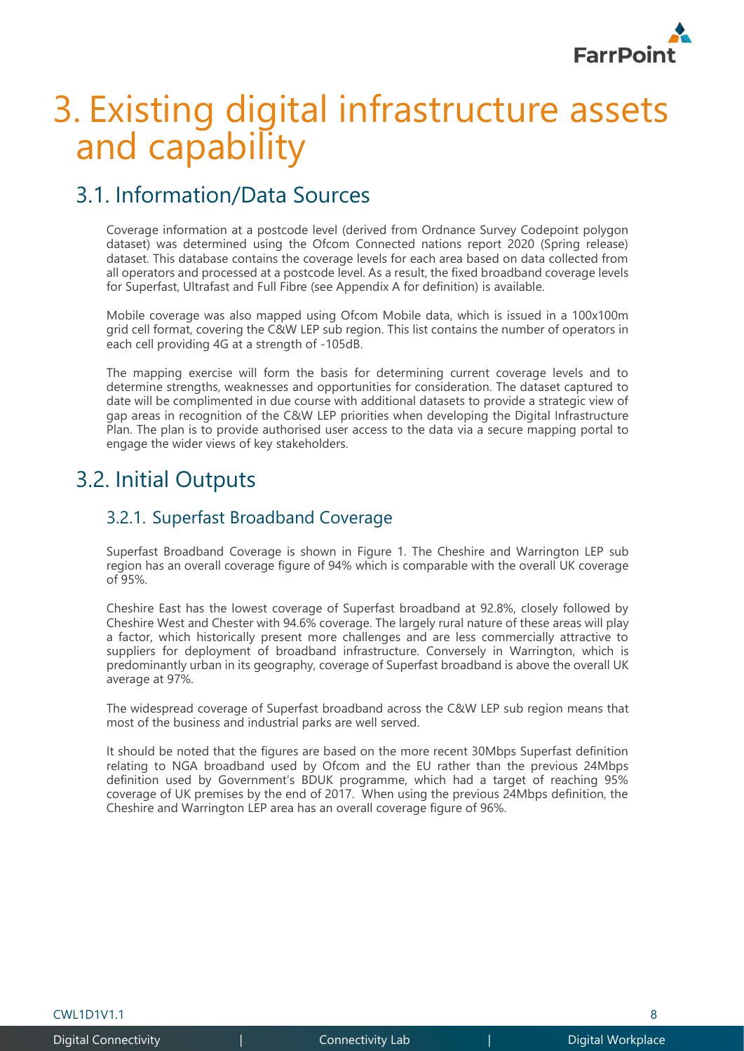# 3. Existing digital infrastructure assets and capability

## 3.1. Information/Data Sources

Coverage information at a postcode level (derived from Ordnance Survey Codepoint polygon dataset) was determined using the Ofcom Connected nations report 2020 (Spring release) dataset. This database contains the coverage levels for each area based on data collected from all operators and processed at a postcode level. As a result, the fixed broadband coverage levels for Superfast, Ultrafast and Full Fibre (see Appendix A for definition) is available.

Mobile coverage was also mapped using Ofcom Mobile data, which is issued in a 100x100m grid cell format, covering the C&W LEP sub region. This list contains the number of operators in each cell providing 4G at a strength of -105dB.

The mapping exercise will form the basis for determining current coverage levels and to determine strengths, weaknesses and opportunities for consideration. The dataset captured to date will be complimented in due course with additional datasets to provide a strategic view of gap areas in recognition of the C&W LEP priorities when developing the Digital Infrastructure Plan. The plan is to provide authorised user access to the data via a secure mapping portal to engage the wider views of key stakeholders.

## 3.2. Initial Outputs

### 3.2.1. Superfast Broadband Coverage

Superfast Broadband Coverage is shown in Figure 1. The Cheshire and Warrington LEP sub region has an overall coverage figure of 94% which is comparable with the overall UK coverage of 95%.

Cheshire East has the lowest coverage of Superfast broadband at 92.8%, closely followed by Cheshire West and Chester with 94.6% coverage. The largely rural nature of these areas will play a factor, which historically present more challenges and are less commercially attractive to suppliers for deployment of broadband infrastructure. Conversely in Warrington, which is predominantly urban in its geography, coverage of Superfast broadband is above the overall UK average at 97%.

The widespread coverage of Superfast broadband across the C&W LEP sub region means that most of the business and industrial parks are well served.

It should be noted that the figures are based on the more recent 30Mbps Superfast definition relating to NGA broadband used by Ofcom and the EU rather than the previous 24Mbps definition used by Government's BDUK programme, which had a target of reaching 95% coverage of UK premises by the end of 2017. When using the previous 24Mbps definition, the Cheshire and Warrington LEP area has an overall coverage figure of 96%.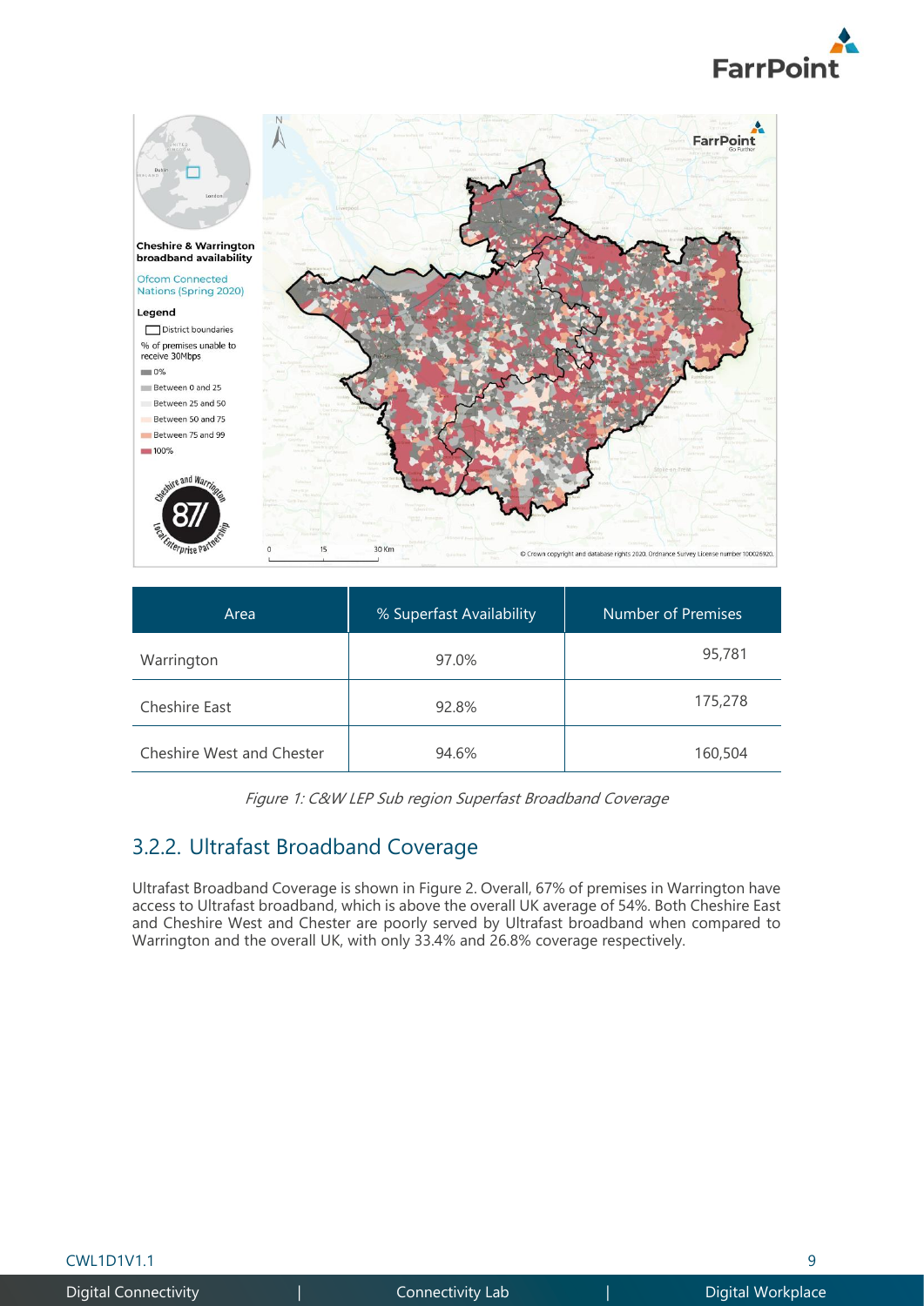| Area | % Superfast Availability | Number of Premises |
|---|---|---|
| Warrington | 97.0% | 95,781 |
| Cheshire East | 92.8% | 175,278 |
| Cheshire West and Chester | 94.6% | 160,504 |

*Figure 1: C&W LEP Sub region Superfast Broadband Coverage*

## 3.2.2. Ultrafast Broadband Coverage

Ultrafast Broadband Coverage is shown in Figure 2. Overall, 67% of premises in Warrington have access to Ultrafast broadband, which is above the overall UK average of 54%. Both Cheshire East and Cheshire West and Chester are poorly served by Ultrafast broadband when compared to Warrington and the overall UK, with only 33.4% and 26.8% coverage respectively.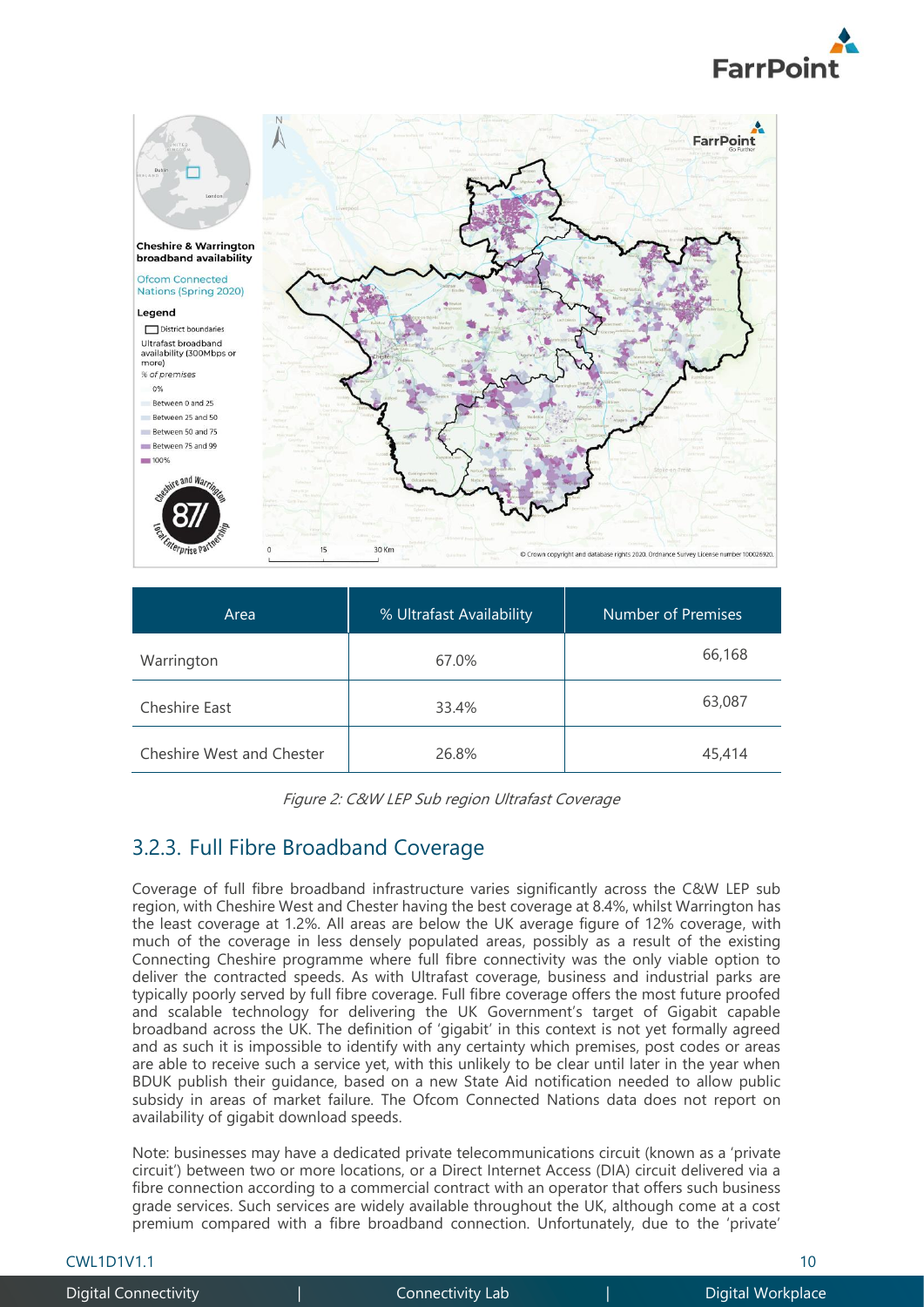| Area | % Ultrafast Availability | Number of Premises |
|---|---|---|
| Warrington | 67.0% | 66,168 |
| Cheshire East | 33.4% | 63,087 |
| Cheshire West and Chester | 26.8% | 45,414 |

*Figure 2: C&W LEP Sub region Ultrafast Coverage*

### 3.2.3. Full Fibre Broadband Coverage

Coverage of full fibre broadband infrastructure varies significantly across the C&W LEP sub region, with Cheshire West and Chester having the best coverage at 8.4%, whilst Warrington has the least coverage at 1.2%. All areas are below the UK average figure of 12% coverage, with much of the coverage in less densely populated areas, possibly as a result of the existing Connecting Cheshire programme where full fibre connectivity was the only viable option to deliver the contracted speeds. As with Ultrafast coverage, business and industrial parks are typically poorly served by full fibre coverage. Full fibre coverage offers the most future proofed and scalable technology for delivering the UK Government's target of Gigabit capable broadband across the UK. The definition of 'gigabit' in this context is not yet formally agreed and as such it is impossible to identify with any certainty which premises, post codes or areas are able to receive such a service yet, with this unlikely to be clear until later in the year when BDUK publish their guidance, based on a new State Aid notification needed to allow public subsidy in areas of market failure. The Ofcom Connected Nations data does not report on availability of gigabit download speeds.

Note: businesses may have a dedicated private telecommunications circuit (known as a 'private circuit') between two or more locations, or a Direct Internet Access (DIA) circuit delivered via a fibre connection according to a commercial contract with an operator that offers such business grade services. Such services are widely available throughout the UK, although come at a cost premium compared with a fibre broadband connection. Unfortunately, due to the 'private'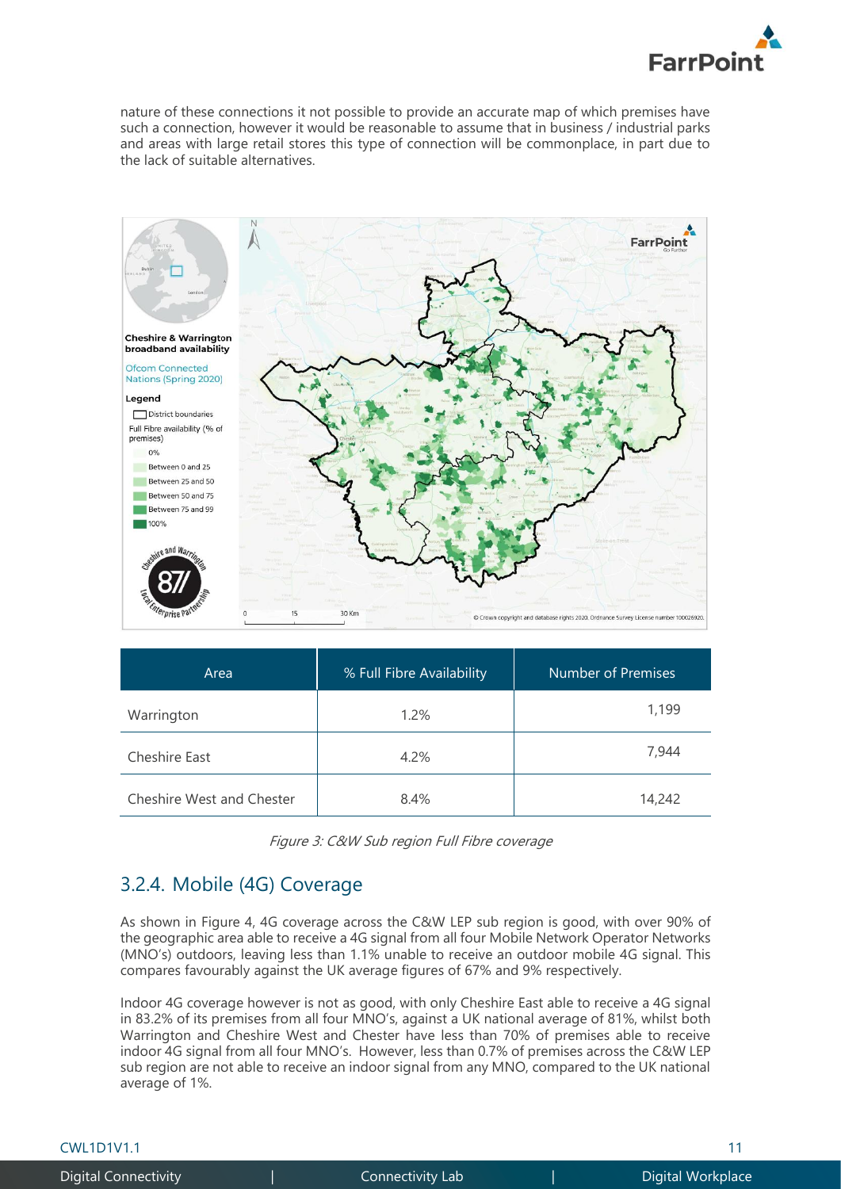nature of these connections it not possible to provide an accurate map of which premises have such a connection, however it would be reasonable to assume that in business / industrial parks and areas with large retail stores this type of connection will be commonplace, in part due to the lack of suitable alternatives.

| Area | % Full Fibre Availability | Number of Premises |
|---|---|---|
| Warrington | 1.2% | 1,199 |
| Cheshire East | 4.2% | 7,944 |
| Cheshire West and Chester | 8.4% | 14,242 |

*Figure 3: C&W Sub region Full Fibre coverage*

## 3.2.4. Mobile (4G) Coverage

As shown in Figure 4, 4G coverage across the C&W LEP sub region is good, with over 90% of the geographic area able to receive a 4G signal from all four Mobile Network Operator Networks (MNO's) outdoors, leaving less than 1.1% unable to receive an outdoor mobile 4G signal. This compares favourably against the UK average figures of 67% and 9% respectively.

Indoor 4G coverage however is not as good, with only Cheshire East able to receive a 4G signal in 83.2% of its premises from all four MNO's, against a UK national average of 81%, whilst both Warrington and Cheshire West and Chester have less than 70% of premises able to receive indoor 4G signal from all four MNO's. However, less than 0.7% of premises across the C&W LEP sub region are not able to receive an indoor signal from any MNO, compared to the UK national average of 1%.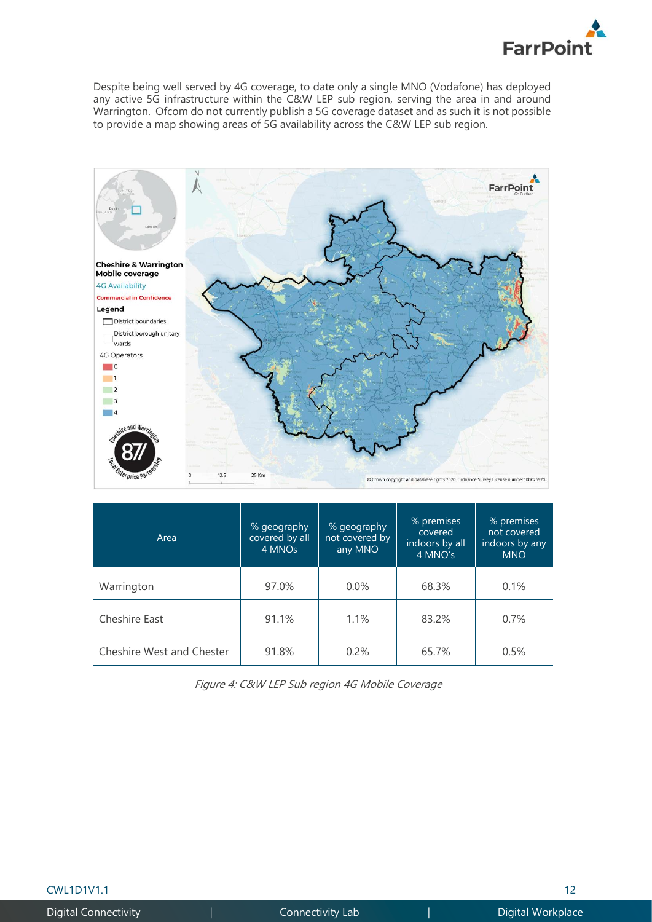Despite being well served by 4G coverage, to date only a single MNO (Vodafone) has deployed any active 5G infrastructure within the C&W LEP sub region, serving the area in and around Warrington. Ofcom do not currently publish a 5G coverage dataset and as such it is not possible to provide a map showing areas of 5G availability across the C&W LEP sub region.

| Area | % geography covered by all 4 MNOs | % geography not covered by any MNO | % premises covered indoors by all 4 MNO's | % premises not covered indoors by any MNO |
|---|---|---|---|---|
| Warrington | 97.0% | 0.0% | 68.3% | 0.1% |
| Cheshire East | 91.1% | 1.1% | 83.2% | 0.7% |
| Cheshire West and Chester | 91.8% | 0.2% | 65.7% | 0.5% |

*Figure 4: C&W LEP Sub region 4G Mobile Coverage*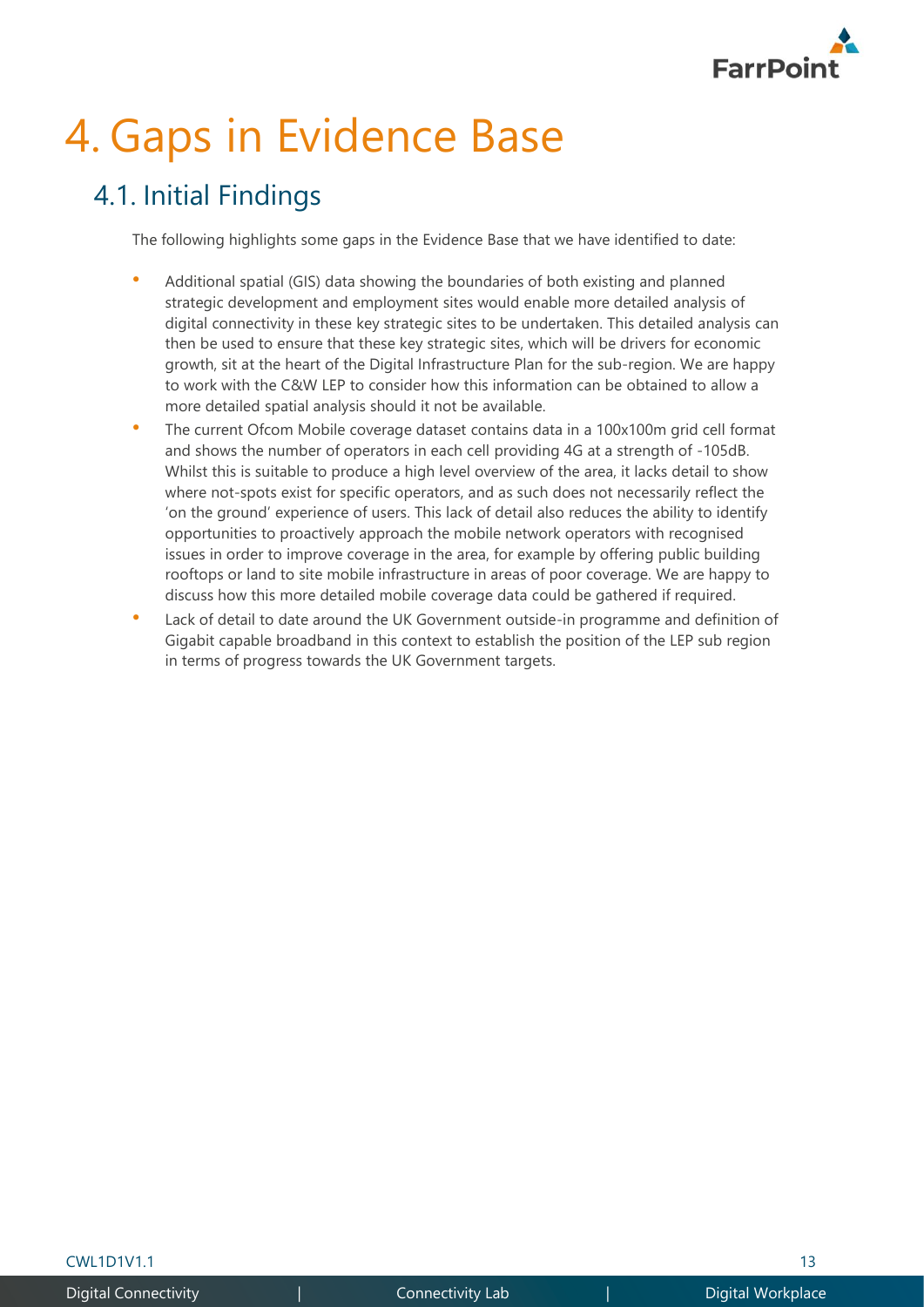# 4. Gaps in Evidence Base

## 4.1. Initial Findings

The following highlights some gaps in the Evidence Base that we have identified to date:

- Additional spatial (GIS) data showing the boundaries of both existing and planned strategic development and employment sites would enable more detailed analysis of digital connectivity in these key strategic sites to be undertaken. This detailed analysis can then be used to ensure that these key strategic sites, which will be drivers for economic growth, sit at the heart of the Digital Infrastructure Plan for the sub-region. We are happy to work with the C&W LEP to consider how this information can be obtained to allow a more detailed spatial analysis should it not be available.
- The current Ofcom Mobile coverage dataset contains data in a 100x100m grid cell format and shows the number of operators in each cell providing 4G at a strength of -105dB. Whilst this is suitable to produce a high level overview of the area, it lacks detail to show where not-spots exist for specific operators, and as such does not necessarily reflect the 'on the ground' experience of users. This lack of detail also reduces the ability to identify opportunities to proactively approach the mobile network operators with recognised issues in order to improve coverage in the area, for example by offering public building rooftops or land to site mobile infrastructure in areas of poor coverage. We are happy to discuss how this more detailed mobile coverage data could be gathered if required.
- Lack of detail to date around the UK Government outside-in programme and definition of Gigabit capable broadband in this context to establish the position of the LEP sub region in terms of progress towards the UK Government targets.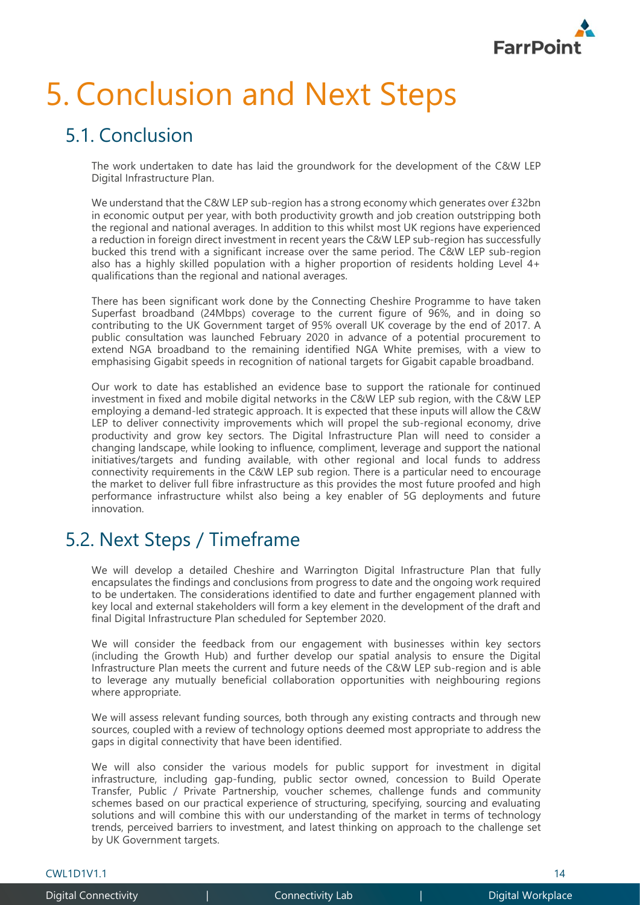# 5. Conclusion and Next Steps

## 5.1. Conclusion

The work undertaken to date has laid the groundwork for the development of the C&W LEP Digital Infrastructure Plan.

We understand that the C&W LEP sub-region has a strong economy which generates over £32bn in economic output per year, with both productivity growth and job creation outstripping both the regional and national averages. In addition to this whilst most UK regions have experienced a reduction in foreign direct investment in recent years the C&W LEP sub-region has successfully bucked this trend with a significant increase over the same period. The C&W LEP sub-region also has a highly skilled population with a higher proportion of residents holding Level 4+ qualifications than the regional and national averages.

There has been significant work done by the Connecting Cheshire Programme to have taken Superfast broadband (24Mbps) coverage to the current figure of 96%, and in doing so contributing to the UK Government target of 95% overall UK coverage by the end of 2017. A public consultation was launched February 2020 in advance of a potential procurement to extend NGA broadband to the remaining identified NGA White premises, with a view to emphasising Gigabit speeds in recognition of national targets for Gigabit capable broadband.

Our work to date has established an evidence base to support the rationale for continued investment in fixed and mobile digital networks in the C&W LEP sub region, with the C&W LEP employing a demand-led strategic approach. It is expected that these inputs will allow the C&W LEP to deliver connectivity improvements which will propel the sub-regional economy, drive productivity and grow key sectors. The Digital Infrastructure Plan will need to consider a changing landscape, while looking to influence, compliment, leverage and support the national initiatives/targets and funding available, with other regional and local funds to address connectivity requirements in the C&W LEP sub region. There is a particular need to encourage the market to deliver full fibre infrastructure as this provides the most future proofed and high performance infrastructure whilst also being a key enabler of 5G deployments and future innovation.

## 5.2. Next Steps / Timeframe

We will develop a detailed Cheshire and Warrington Digital Infrastructure Plan that fully encapsulates the findings and conclusions from progress to date and the ongoing work required to be undertaken. The considerations identified to date and further engagement planned with key local and external stakeholders will form a key element in the development of the draft and final Digital Infrastructure Plan scheduled for September 2020.

We will consider the feedback from our engagement with businesses within key sectors (including the Growth Hub) and further develop our spatial analysis to ensure the Digital Infrastructure Plan meets the current and future needs of the C&W LEP sub-region and is able to leverage any mutually beneficial collaboration opportunities with neighbouring regions where appropriate.

We will assess relevant funding sources, both through any existing contracts and through new sources, coupled with a review of technology options deemed most appropriate to address the gaps in digital connectivity that have been identified.

We will also consider the various models for public support for investment in digital infrastructure, including gap-funding, public sector owned, concession to Build Operate Transfer, Public / Private Partnership, voucher schemes, challenge funds and community schemes based on our practical experience of structuring, specifying, sourcing and evaluating solutions and will combine this with our understanding of the market in terms of technology trends, perceived barriers to investment, and latest thinking on approach to the challenge set by UK Government targets.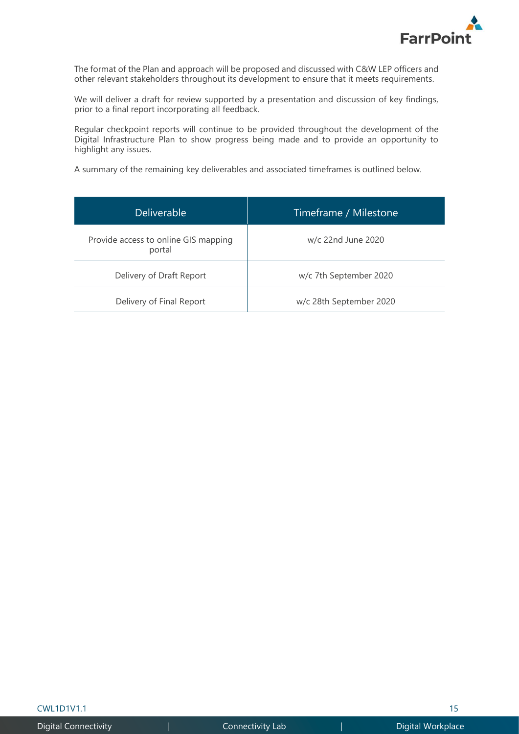The format of the Plan and approach will be proposed and discussed with C&W LEP officers and other relevant stakeholders throughout its development to ensure that it meets requirements.

We will deliver a draft for review supported by a presentation and discussion of key findings, prior to a final report incorporating all feedback.

Regular checkpoint reports will continue to be provided throughout the development of the Digital Infrastructure Plan to show progress being made and to provide an opportunity to highlight any issues.

A summary of the remaining key deliverables and associated timeframes is outlined below.

| Deliverable | Timeframe / Milestone |
| --- | --- |
| Provide access to online GIS mapping portal | w/c 22nd June 2020 |
| Delivery of Draft Report | w/c 7th September 2020 |
| Delivery of Final Report | w/c 28th September 2020 |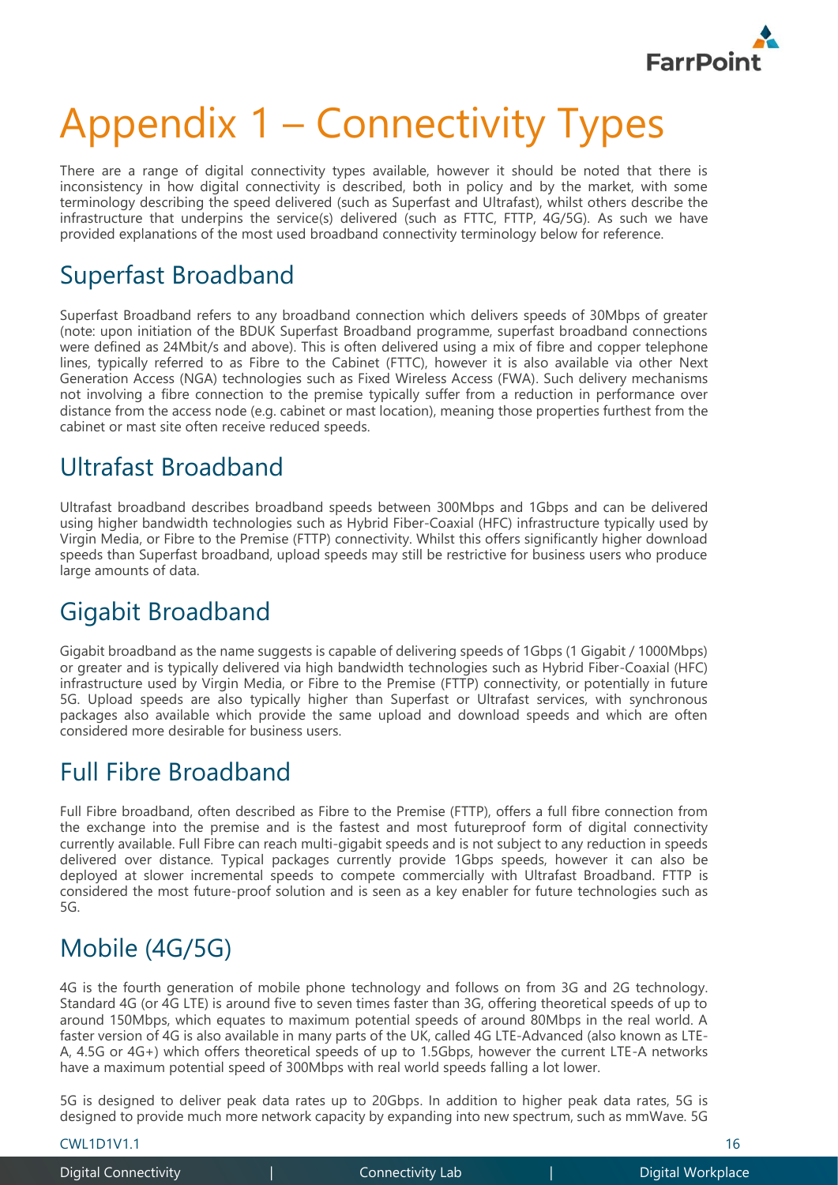# Appendix 1 – Connectivity Types

There are a range of digital connectivity types available, however it should be noted that there is inconsistency in how digital connectivity is described, both in policy and by the market, with some terminology describing the speed delivered (such as Superfast and Ultrafast), whilst others describe the infrastructure that underpins the service(s) delivered (such as FTTC, FTTP, 4G/5G). As such we have provided explanations of the most used broadband connectivity terminology below for reference.

## Superfast Broadband

Superfast Broadband refers to any broadband connection which delivers speeds of 30Mbps of greater (note: upon initiation of the BDUK Superfast Broadband programme, superfast broadband connections were defined as 24Mbit/s and above). This is often delivered using a mix of fibre and copper telephone lines, typically referred to as Fibre to the Cabinet (FTTC), however it is also available via other Next Generation Access (NGA) technologies such as Fixed Wireless Access (FWA). Such delivery mechanisms not involving a fibre connection to the premise typically suffer from a reduction in performance over distance from the access node (e.g. cabinet or mast location), meaning those properties furthest from the cabinet or mast site often receive reduced speeds.

## Ultrafast Broadband

Ultrafast broadband describes broadband speeds between 300Mbps and 1Gbps and can be delivered using higher bandwidth technologies such as Hybrid Fiber-Coaxial (HFC) infrastructure typically used by Virgin Media, or Fibre to the Premise (FTTP) connectivity. Whilst this offers significantly higher download speeds than Superfast broadband, upload speeds may still be restrictive for business users who produce large amounts of data.

## Gigabit Broadband

Gigabit broadband as the name suggests is capable of delivering speeds of 1Gbps (1 Gigabit / 1000Mbps) or greater and is typically delivered via high bandwidth technologies such as Hybrid Fiber-Coaxial (HFC) infrastructure used by Virgin Media, or Fibre to the Premise (FTTP) connectivity, or potentially in future 5G. Upload speeds are also typically higher than Superfast or Ultrafast services, with synchronous packages also available which provide the same upload and download speeds and which are often considered more desirable for business users.

## Full Fibre Broadband

Full Fibre broadband, often described as Fibre to the Premise (FTTP), offers a full fibre connection from the exchange into the premise and is the fastest and most futureproof form of digital connectivity currently available. Full Fibre can reach multi-gigabit speeds and is not subject to any reduction in speeds delivered over distance. Typical packages currently provide 1Gbps speeds, however it can also be deployed at slower incremental speeds to compete commercially with Ultrafast Broadband. FTTP is considered the most future-proof solution and is seen as a key enabler for future technologies such as 5G.

## Mobile (4G/5G)

4G is the fourth generation of mobile phone technology and follows on from 3G and 2G technology. Standard 4G (or 4G LTE) is around five to seven times faster than 3G, offering theoretical speeds of up to around 150Mbps, which equates to maximum potential speeds of around 80Mbps in the real world. A faster version of 4G is also available in many parts of the UK, called 4G LTE-Advanced (also known as LTE-A, 4.5G or 4G+) which offers theoretical speeds of up to 1.5Gbps, however the current LTE-A networks have a maximum potential speed of 300Mbps with real world speeds falling a lot lower.

5G is designed to deliver peak data rates up to 20Gbps. In addition to higher peak data rates, 5G is designed to provide much more network capacity by expanding into new spectrum, such as mmWave. 5G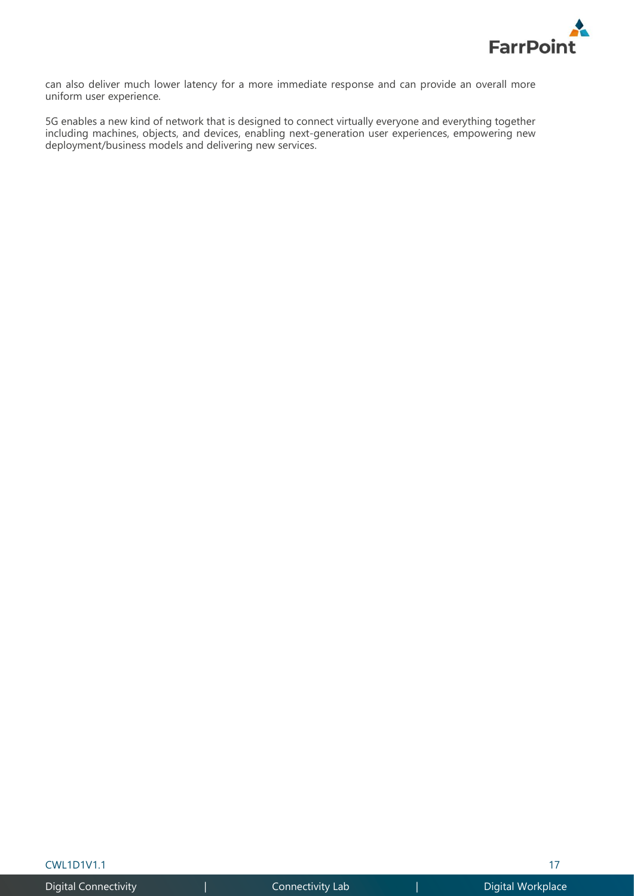can also deliver much lower latency for a more immediate response and can provide an overall more uniform user experience.

5G enables a new kind of network that is designed to connect virtually everyone and everything together including machines, objects, and devices, enabling next-generation user experiences, empowering new deployment/business models and delivering new services.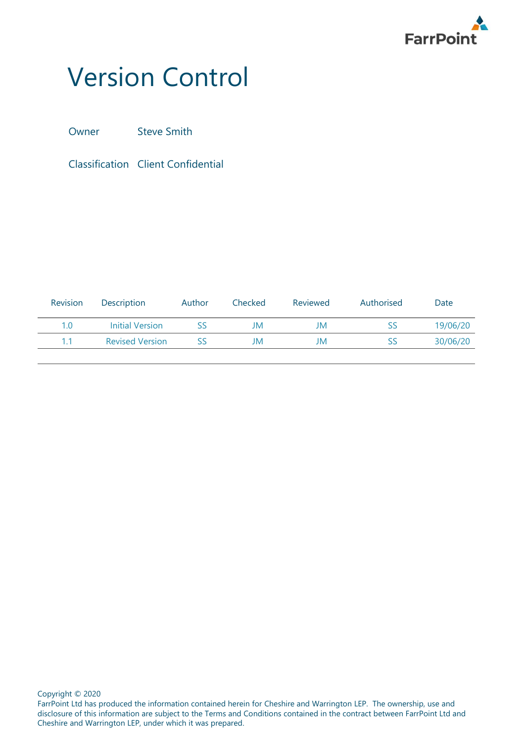# Version Control

Owner Steve Smith

Classification Client Confidential

| Revision | Description | Author | Checked | Reviewed | Authorised | Date |
| --- | --- | --- | --- | --- | --- | --- |
| 1.0 | Initial Version | SS | JM | JM | SS | 19/06/20 |
| 1.1 | Revised Version | SS | JM | JM | SS | 30/06/20 |

Copyright © 2020
FarrPoint Ltd has produced the information contained herein for Cheshire and Warrington LEP. The ownership, use and disclosure of this information are subject to the Terms and Conditions contained in the contract between FarrPoint Ltd and Cheshire and Warrington LEP, under which it was prepared.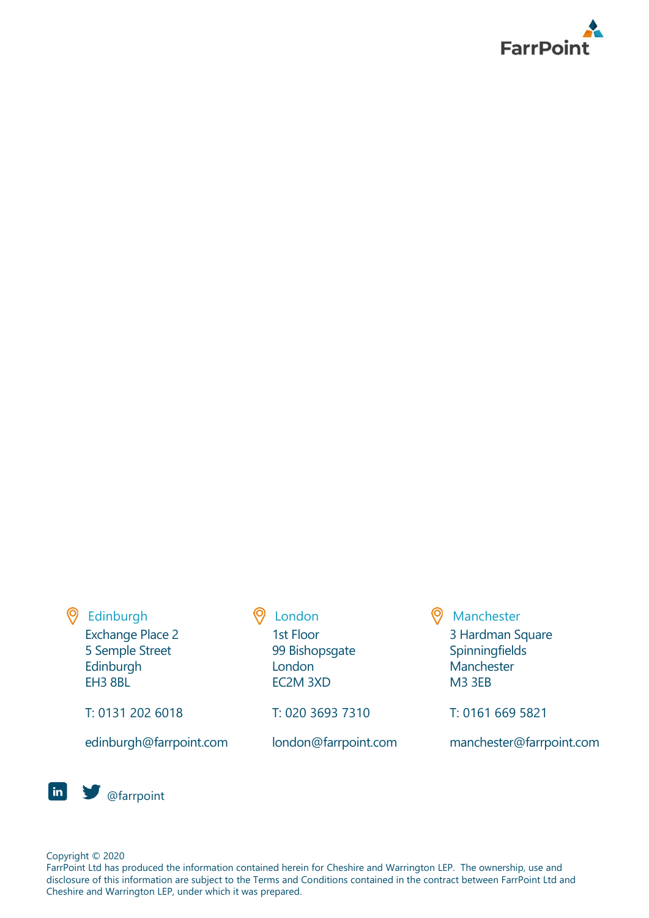FarrPoint

**Edinburgh**
Exchange Place 2
5 Semple Street
Edinburgh
EH3 8BL

T: 0131 202 6018

edinburgh@farrpoint.com

**London**
1st Floor
99 Bishopsgate
London
EC2M 3XD

T: 020 3693 7310

london@farrpoint.com

**Manchester**
3 Hardman Square
Spinningfields
Manchester
M3 3EB

T: 0161 669 5821

manchester@farrpoint.com

@farrpoint

Copyright © 2020
FarrPoint Ltd has produced the information contained herein for Cheshire and Warrington LEP. The ownership, use and disclosure of this information are subject to the Terms and Conditions contained in the contract between FarrPoint Ltd and Cheshire and Warrington LEP, under which it was prepared.